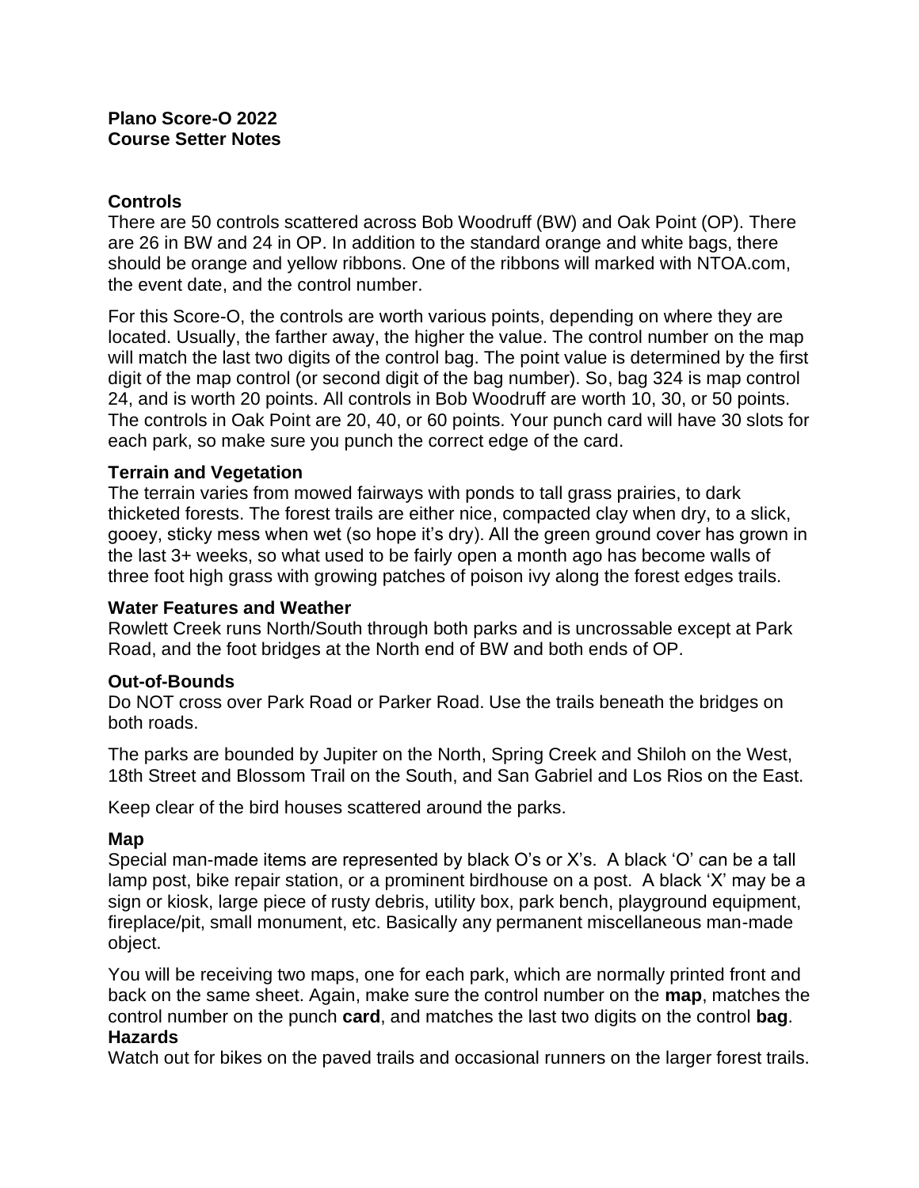**Plano Score-O 2022**
**Course Setter Notes**

### Controls

There are 50 controls scattered across Bob Woodruff (BW) and Oak Point (OP). There are 26 in BW and 24 in OP. In addition to the standard orange and white bags, there should be orange and yellow ribbons. One of the ribbons will marked with NTOA.com, the event date, and the control number.

For this Score-O, the controls are worth various points, depending on where they are located. Usually, the farther away, the higher the value. The control number on the map will match the last two digits of the control bag. The point value is determined by the first digit of the map control (or second digit of the bag number). So, bag 324 is map control 24, and is worth 20 points. All controls in Bob Woodruff are worth 10, 30, or 50 points. The controls in Oak Point are 20, 40, or 60 points. Your punch card will have 30 slots for each park, so make sure you punch the correct edge of the card.

### Terrain and Vegetation

The terrain varies from mowed fairways with ponds to tall grass prairies, to dark thicketed forests. The forest trails are either nice, compacted clay when dry, to a slick, gooey, sticky mess when wet (so hope it's dry). All the green ground cover has grown in the last 3+ weeks, so what used to be fairly open a month ago has become walls of three foot high grass with growing patches of poison ivy along the forest edges trails.

### Water Features and Weather

Rowlett Creek runs North/South through both parks and is uncrossable except at Park Road, and the foot bridges at the North end of BW and both ends of OP.

### Out-of-Bounds

Do NOT cross over Park Road or Parker Road. Use the trails beneath the bridges on both roads.

The parks are bounded by Jupiter on the North, Spring Creek and Shiloh on the West, 18th Street and Blossom Trail on the South, and San Gabriel and Los Rios on the East.

Keep clear of the bird houses scattered around the parks.

### Map

Special man-made items are represented by black O's or X's. A black 'O' can be a tall lamp post, bike repair station, or a prominent birdhouse on a post. A black 'X' may be a sign or kiosk, large piece of rusty debris, utility box, park bench, playground equipment, fireplace/pit, small monument, etc. Basically any permanent miscellaneous man-made object.

You will be receiving two maps, one for each park, which are normally printed front and back on the same sheet. Again, make sure the control number on the **map**, matches the control number on the punch **card**, and matches the last two digits on the control **bag**.

### Hazards

Watch out for bikes on the paved trails and occasional runners on the larger forest trails.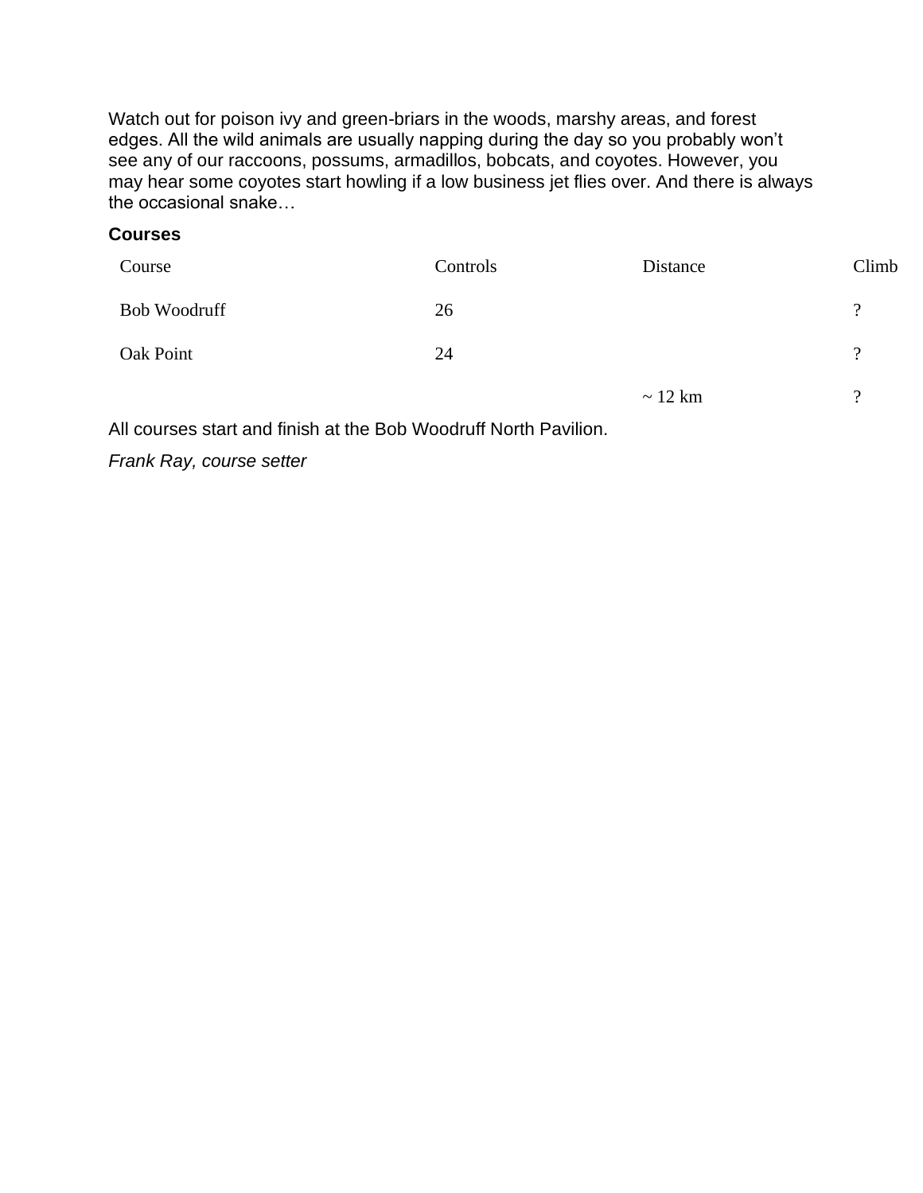Watch out for poison ivy and green-briars in the woods, marshy areas, and forest edges. All the wild animals are usually napping during the day so you probably won't see any of our raccoons, possums, armadillos, bobcats, and coyotes. However, you may hear some coyotes start howling if a low business jet flies over. And there is always the occasional snake…

**Courses**

| Course | Controls | Distance | Climb |
| --- | --- | --- | --- |
| Bob Woodruff | 26 | | ? |
| Oak Point | 24 | | ? |
| | | ~ 12 km | ? |

All courses start and finish at the Bob Woodruff North Pavilion.

*Frank Ray, course setter*